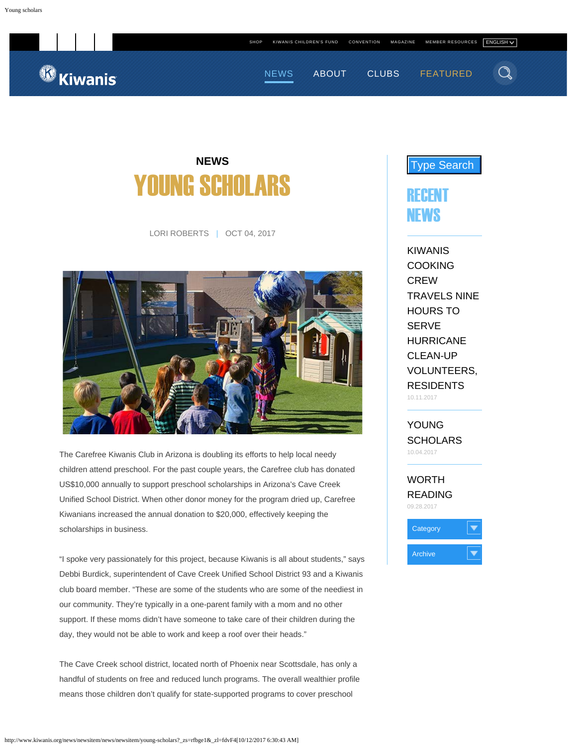SHOP KIWANIS CHILDREN'S FUND CONVENTION MAGAZINE MEMBER RESOURCES ENGLISH

Kiwanis

NEWS ABOUT CLUBS FEATURED

NEWS

# YOUNG SCHOLARS

LORI ROBERTS | OCT 04, 2017

The Carefree Kiwanis Club in Arizona is doubling its efforts to help local needy children attend preschool. For the past couple years, the Carefree club has donated US$10,000 annually to support preschool scholarships in Arizona's Cave Creek Unified School District. When other donor money for the program dried up, Carefree Kiwanians increased the annual donation to $20,000, effectively keeping the scholarships in business.

"I spoke very passionately for this project, because Kiwanis is all about students," says Debbi Burdick, superintendent of Cave Creek Unified School District 93 and a Kiwanis club board member. "These are some of the students who are some of the neediest in our community. They're typically in a one-parent family with a mom and no other support. If these moms didn't have someone to take care of their children during the day, they would not be able to work and keep a roof over their heads."

The Cave Creek school district, located north of Phoenix near Scottsdale, has only a handful of students on free and reduced lunch programs. The overall wealthier profile means those children don't qualify for state-supported programs to cover preschool

Type Search

## RECENT NEWS

KIWANIS COOKING CREW TRAVELS NINE HOURS TO SERVE HURRICANE CLEAN-UP VOLUNTEERS, RESIDENTS
10.11.2017

YOUNG SCHOLARS
10.04.2017

WORTH READING
09.28.2017

Category

Archive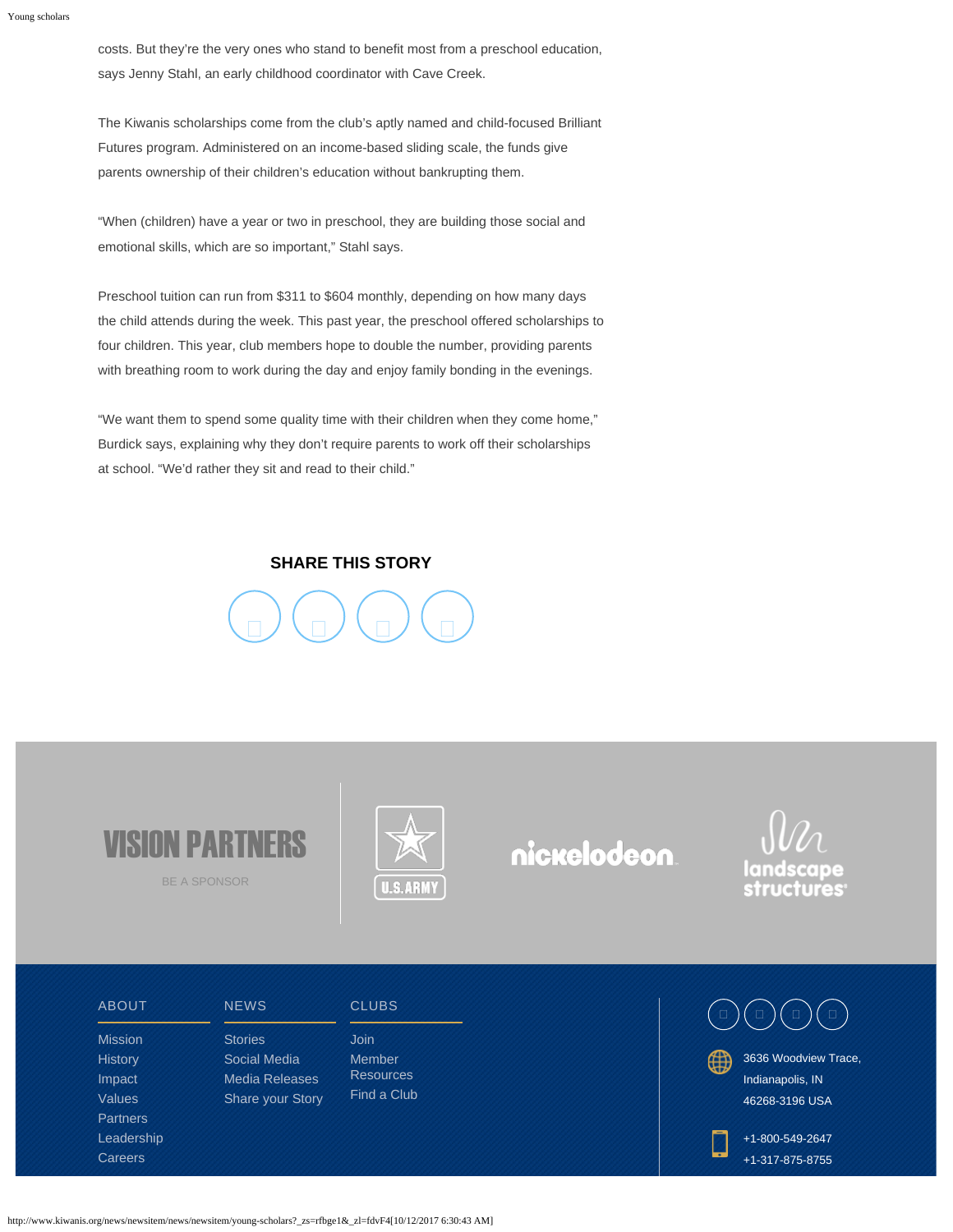costs. But they're the very ones who stand to benefit most from a preschool education, says Jenny Stahl, an early childhood coordinator with Cave Creek.

The Kiwanis scholarships come from the club's aptly named and child-focused Brilliant Futures program. Administered on an income-based sliding scale, the funds give parents ownership of their children's education without bankrupting them.

"When (children) have a year or two in preschool, they are building those social and emotional skills, which are so important," Stahl says.

Preschool tuition can run from $311 to $604 monthly, depending on how many days the child attends during the week. This past year, the preschool offered scholarships to four children. This year, club members hope to double the number, providing parents with breathing room to work during the day and enjoy family bonding in the evenings.

"We want them to spend some quality time with their children when they come home," Burdick says, explaining why they don't require parents to work off their scholarships at school. "We'd rather they sit and read to their child."

**SHARE THIS STORY**

VISION PARTNERS

BE A SPONSOR

ABOUT

- Mission
- History
- Impact
- Values
- Partners
- Leadership
- Careers

NEWS

- Stories
- Social Media
- Media Releases
- Share your Story

CLUBS

- Join
- Member Resources
- Find a Club

3636 Woodview Trace,
Indianapolis, IN
46268-3196 USA

+1-800-549-2647
+1-317-875-8755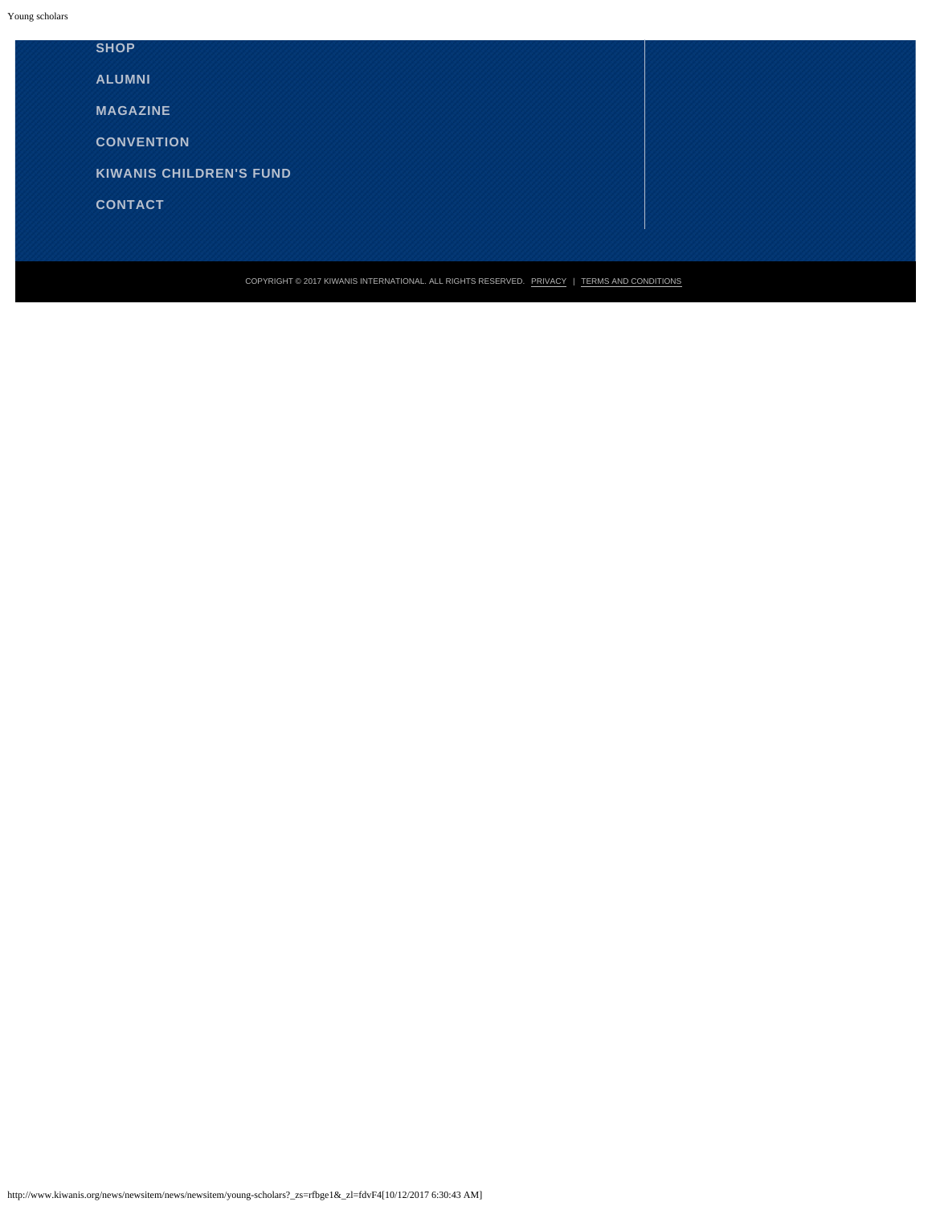SHOP

ALUMNI

MAGAZINE

CONVENTION

KIWANIS CHILDREN'S FUND

CONTACT

COPYRIGHT © 2017 KIWANIS INTERNATIONAL. ALL RIGHTS RESERVED. PRIVACY | TERMS AND CONDITIONS